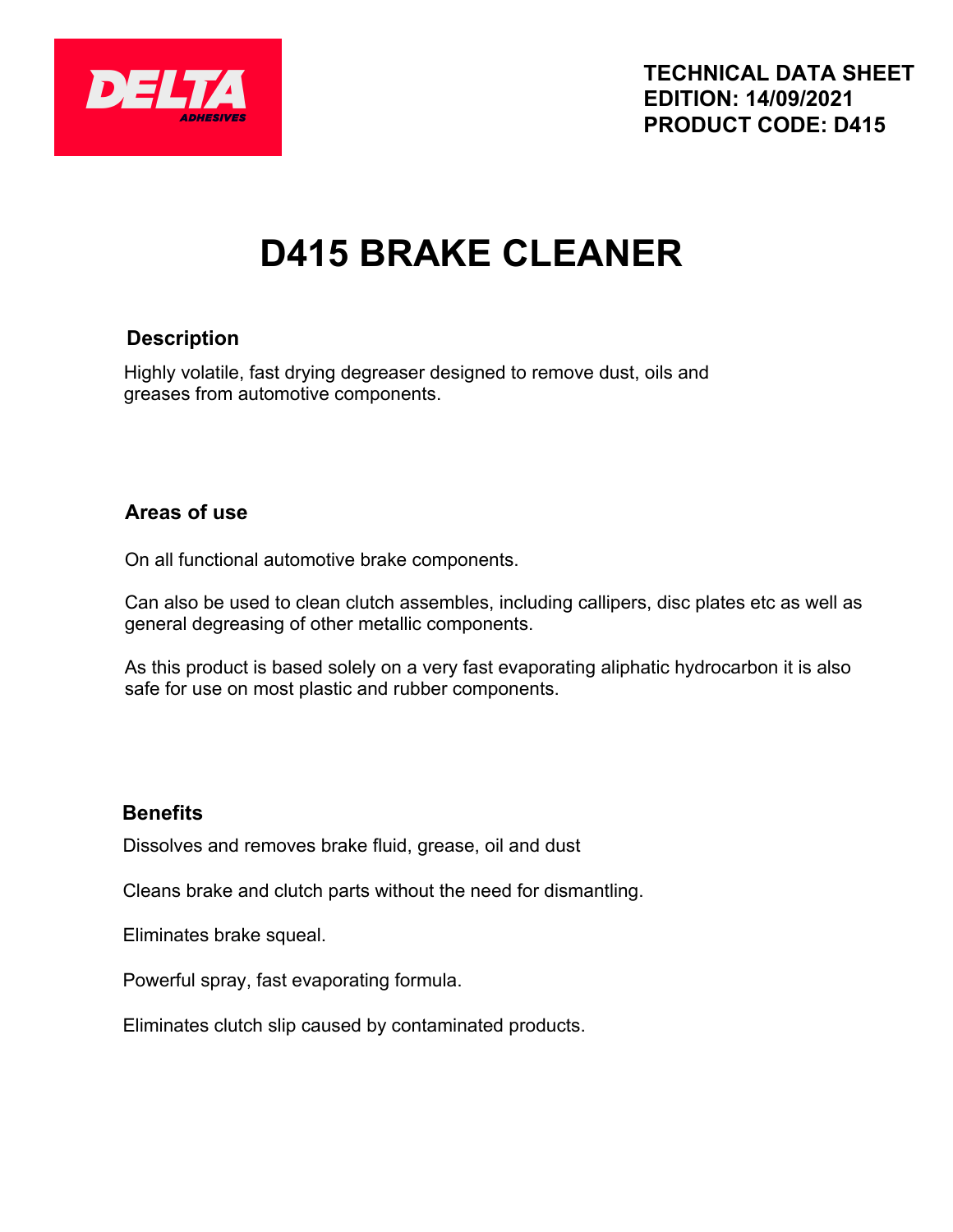DELTA ADHESIVES

**TECHNICAL DATA SHEET**
**EDITION: 14/09/2021**
**PRODUCT CODE: D415**

# D415 BRAKE CLEANER

## Description

Highly volatile, fast drying degreaser designed to remove dust, oils and greases from automotive components.

## Areas of use

On all functional automotive brake components.

Can also be used to clean clutch assembles, including callipers, disc plates etc as well as general degreasing of other metallic components.

As this product is based solely on a very fast evaporating aliphatic hydrocarbon it is also safe for use on most plastic and rubber components.

## Benefits

Dissolves and removes brake fluid, grease, oil and dust

Cleans brake and clutch parts without the need for dismantling.

Eliminates brake squeal.

Powerful spray, fast evaporating formula.

Eliminates clutch slip caused by contaminated products.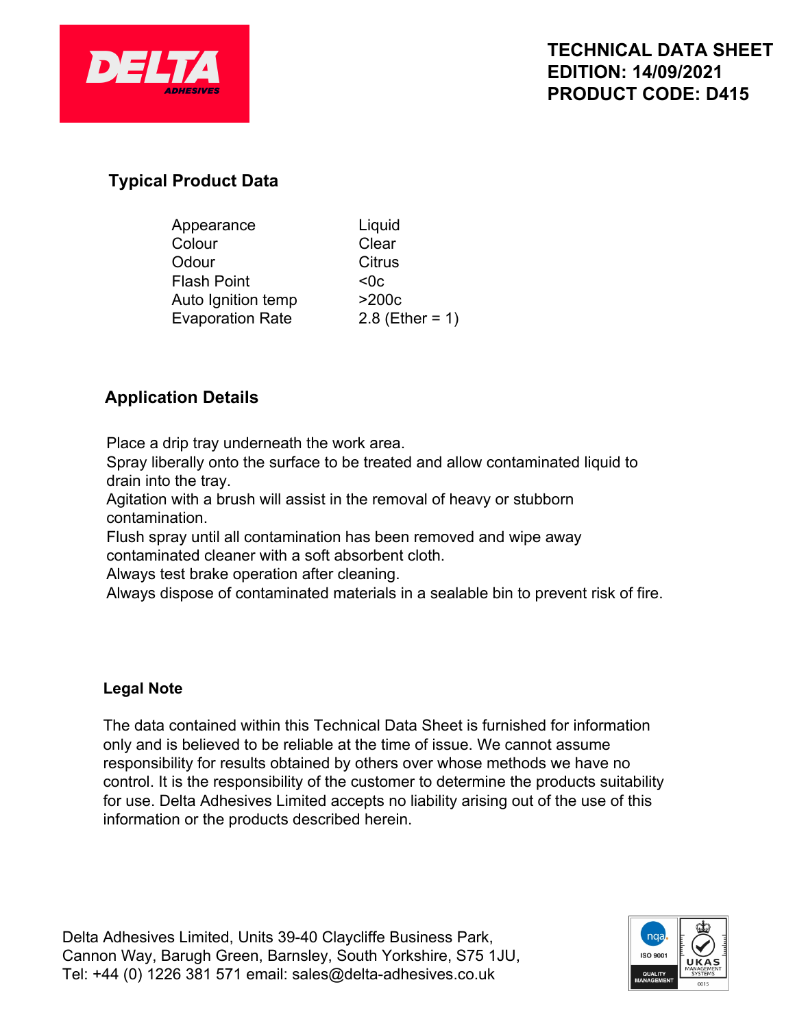# TECHNICAL DATA SHEET
# EDITION: 14/09/2021
# PRODUCT CODE: D415

## Typical Product Data

| | |
|---|---|
| Appearance | Liquid |
| Colour | Clear |
| Odour | Citrus |
| Flash Point | <0c |
| Auto Ignition temp | >200c |
| Evaporation Rate | 2.8 (Ether = 1) |

## Application Details

Place a drip tray underneath the work area.
Spray liberally onto the surface to be treated and allow contaminated liquid to drain into the tray.
Agitation with a brush will assist in the removal of heavy or stubborn contamination.
Flush spray until all contamination has been removed and wipe away contaminated cleaner with a soft absorbent cloth.
Always test brake operation after cleaning.
Always dispose of contaminated materials in a sealable bin to prevent risk of fire.

### Legal Note

The data contained within this Technical Data Sheet is furnished for information only and is believed to be reliable at the time of issue. We cannot assume responsibility for results obtained by others over whose methods we have no control. It is the responsibility of the customer to determine the products suitability for use. Delta Adhesives Limited accepts no liability arising out of the use of this information or the products described herein.

Delta Adhesives Limited, Units 39-40 Claycliffe Business Park,
Cannon Way, Barugh Green, Barnsley, South Yorkshire, S75 1JU,
Tel: +44 (0) 1226 381 571 email: sales@delta-adhesives.co.uk